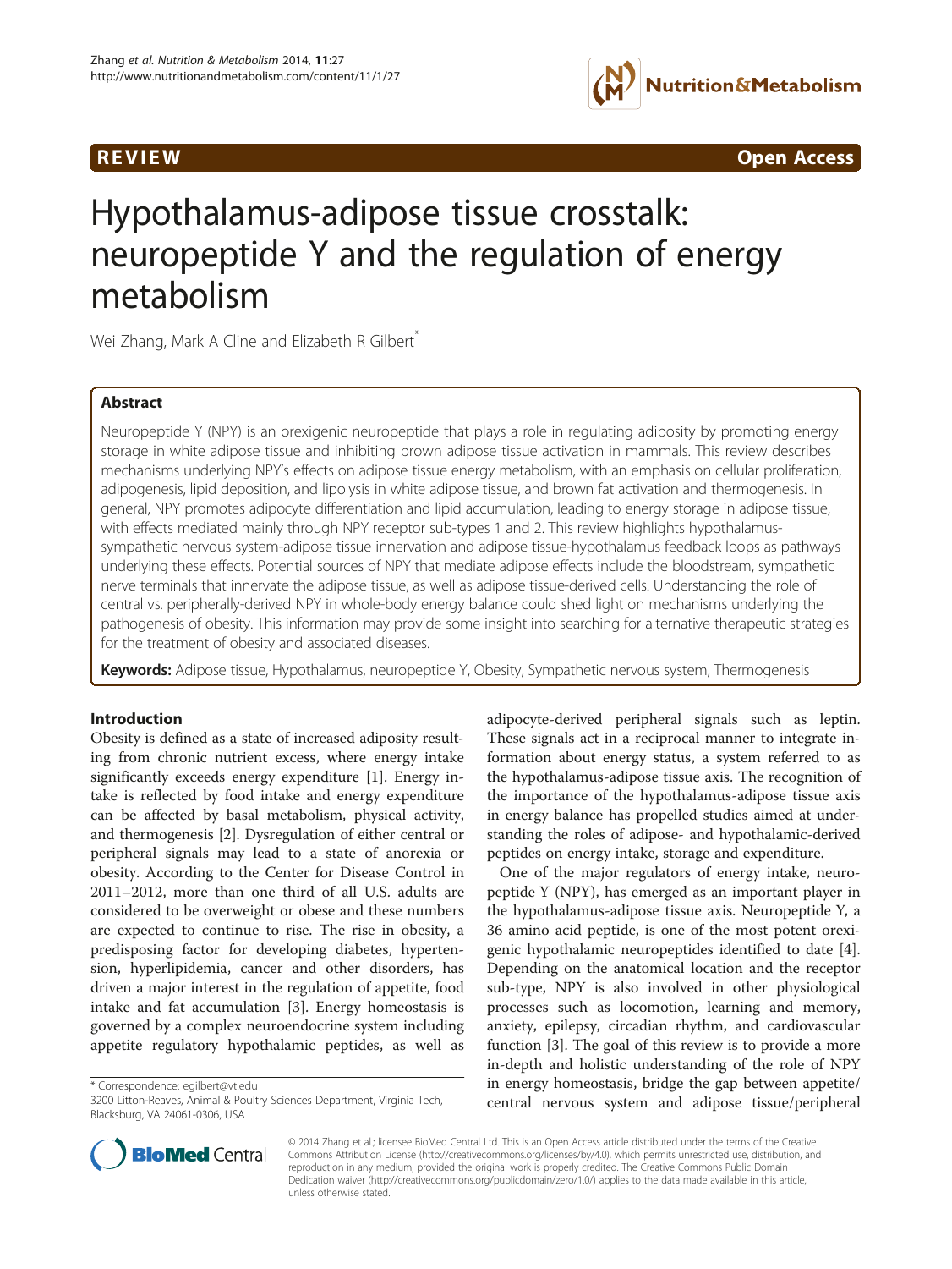REVIEW Open Access

# Hypothalamus-adipose tissue crosstalk: neuropeptide Y and the regulation of energy metabolism

Wei Zhang, Mark A Cline and Elizabeth R Gilbert*

## Abstract

Neuropeptide Y (NPY) is an orexigenic neuropeptide that plays a role in regulating adiposity by promoting energy storage in white adipose tissue and inhibiting brown adipose tissue activation in mammals. This review describes mechanisms underlying NPY's effects on adipose tissue energy metabolism, with an emphasis on cellular proliferation, adipogenesis, lipid deposition, and lipolysis in white adipose tissue, and brown fat activation and thermogenesis. In general, NPY promotes adipocyte differentiation and lipid accumulation, leading to energy storage in adipose tissue, with effects mediated mainly through NPY receptor sub-types 1 and 2. This review highlights hypothalamus-sympathetic nervous system-adipose tissue innervation and adipose tissue-hypothalamus feedback loops as pathways underlying these effects. Potential sources of NPY that mediate adipose effects include the bloodstream, sympathetic nerve terminals that innervate the adipose tissue, as well as adipose tissue-derived cells. Understanding the role of central vs. peripherally-derived NPY in whole-body energy balance could shed light on mechanisms underlying the pathogenesis of obesity. This information may provide some insight into searching for alternative therapeutic strategies for the treatment of obesity and associated diseases.

**Keywords:** Adipose tissue, Hypothalamus, neuropeptide Y, Obesity, Sympathetic nervous system, Thermogenesis

## Introduction

Obesity is defined as a state of increased adiposity resulting from chronic nutrient excess, where energy intake significantly exceeds energy expenditure [1]. Energy intake is reflected by food intake and energy expenditure can be affected by basal metabolism, physical activity, and thermogenesis [2]. Dysregulation of either central or peripheral signals may lead to a state of anorexia or obesity. According to the Center for Disease Control in 2011–2012, more than one third of all U.S. adults are considered to be overweight or obese and these numbers are expected to continue to rise. The rise in obesity, a predisposing factor for developing diabetes, hypertension, hyperlipidemia, cancer and other disorders, has driven a major interest in the regulation of appetite, food intake and fat accumulation [3]. Energy homeostasis is governed by a complex neuroendocrine system including appetite regulatory hypothalamic peptides, as well as adipocyte-derived peripheral signals such as leptin. These signals act in a reciprocal manner to integrate information about energy status, a system referred to as the hypothalamus-adipose tissue axis. The recognition of the importance of the hypothalamus-adipose tissue axis in energy balance has propelled studies aimed at understanding the roles of adipose- and hypothalamic-derived peptides on energy intake, storage and expenditure.

One of the major regulators of energy intake, neuropeptide Y (NPY), has emerged as an important player in the hypothalamus-adipose tissue axis. Neuropeptide Y, a 36 amino acid peptide, is one of the most potent orexigenic hypothalamic neuropeptides identified to date [4]. Depending on the anatomical location and the receptor sub-type, NPY is also involved in other physiological processes such as locomotion, learning and memory, anxiety, epilepsy, circadian rhythm, and cardiovascular function [3]. The goal of this review is to provide a more in-depth and holistic understanding of the role of NPY in energy homeostasis, bridge the gap between appetite/central nervous system and adipose tissue/peripheral

* Correspondence: egilbert@vt.edu
3200 Litton-Reaves, Animal & Poultry Sciences Department, Virginia Tech, Blacksburg, VA 24061-0306, USA

© 2014 Zhang et al.; licensee BioMed Central Ltd. This is an Open Access article distributed under the terms of the Creative Commons Attribution License (http://creativecommons.org/licenses/by/4.0), which permits unrestricted use, distribution, and reproduction in any medium, provided the original work is properly credited. The Creative Commons Public Domain Dedication waiver (http://creativecommons.org/publicdomain/zero/1.0/) applies to the data made available in this article, unless otherwise stated.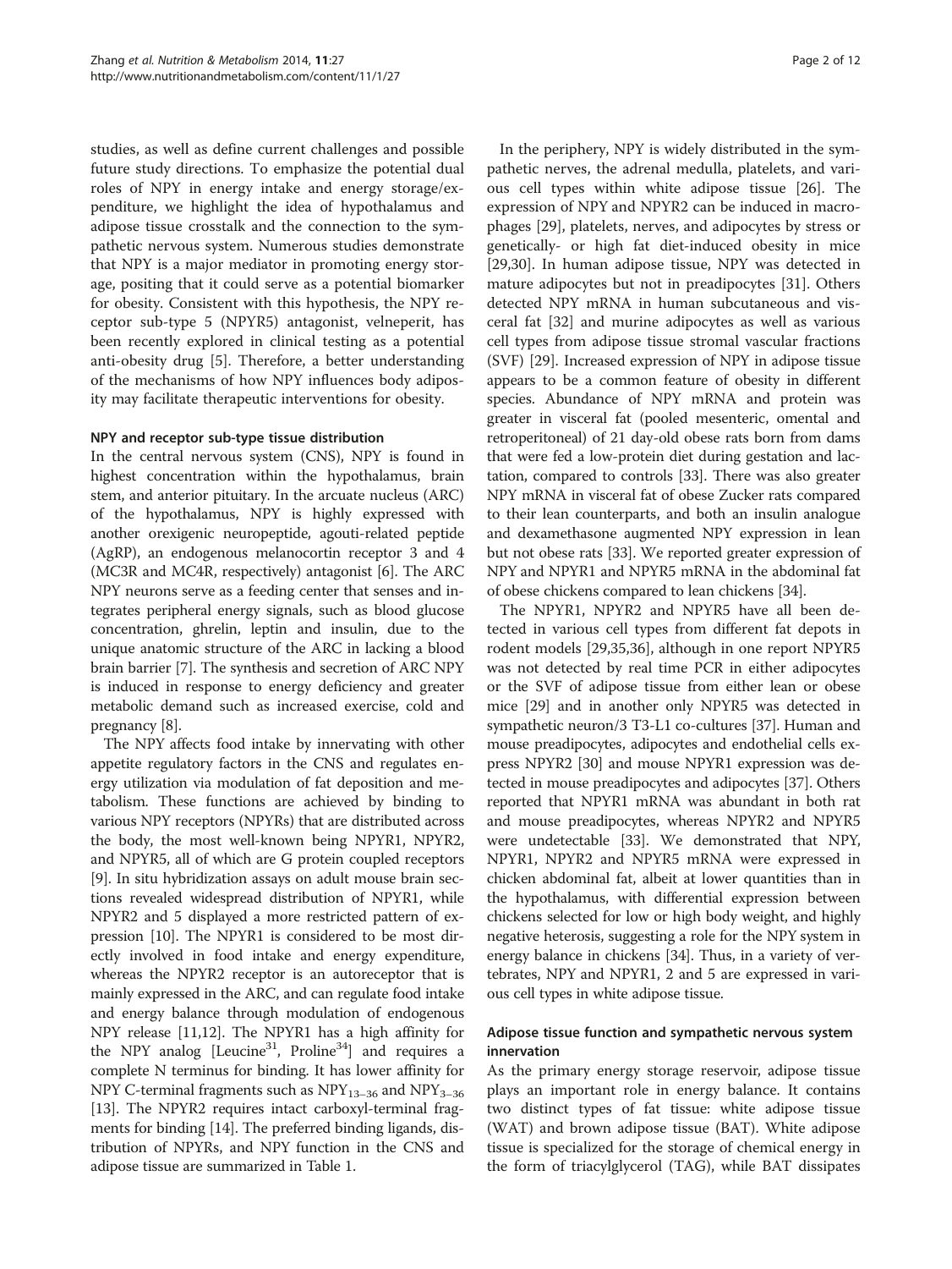studies, as well as define current challenges and possible future study directions. To emphasize the potential dual roles of NPY in energy intake and energy storage/expenditure, we highlight the idea of hypothalamus and adipose tissue crosstalk and the connection to the sympathetic nervous system. Numerous studies demonstrate that NPY is a major mediator in promoting energy storage, positing that it could serve as a potential biomarker for obesity. Consistent with this hypothesis, the NPY receptor sub-type 5 (NPYR5) antagonist, velneperit, has been recently explored in clinical testing as a potential anti-obesity drug [5]. Therefore, a better understanding of the mechanisms of how NPY influences body adiposity may facilitate therapeutic interventions for obesity.

### NPY and receptor sub-type tissue distribution

In the central nervous system (CNS), NPY is found in highest concentration within the hypothalamus, brain stem, and anterior pituitary. In the arcuate nucleus (ARC) of the hypothalamus, NPY is highly expressed with another orexigenic neuropeptide, agouti-related peptide (AgRP), an endogenous melanocortin receptor 3 and 4 (MC3R and MC4R, respectively) antagonist [6]. The ARC NPY neurons serve as a feeding center that senses and integrates peripheral energy signals, such as blood glucose concentration, ghrelin, leptin and insulin, due to the unique anatomic structure of the ARC in lacking a blood brain barrier [7]. The synthesis and secretion of ARC NPY is induced in response to energy deficiency and greater metabolic demand such as increased exercise, cold and pregnancy [8].

The NPY affects food intake by innervating with other appetite regulatory factors in the CNS and regulates energy utilization via modulation of fat deposition and metabolism. These functions are achieved by binding to various NPY receptors (NPYRs) that are distributed across the body, the most well-known being NPYR1, NPYR2, and NPYR5, all of which are G protein coupled receptors [9]. In situ hybridization assays on adult mouse brain sections revealed widespread distribution of NPYR1, while NPYR2 and 5 displayed a more restricted pattern of expression [10]. The NPYR1 is considered to be most directly involved in food intake and energy expenditure, whereas the NPYR2 receptor is an autoreceptor that is mainly expressed in the ARC, and can regulate food intake and energy balance through modulation of endogenous NPY release [11,12]. The NPYR1 has a high affinity for the NPY analog [Leucine[31], Proline[34]] and requires a complete N terminus for binding. It has lower affinity for NPY C-terminal fragments such as $NPY_{13-36}$ and $NPY_{3-36}$ [13]. The NPYR2 requires intact carboxyl-terminal fragments for binding [14]. The preferred binding ligands, distribution of NPYRs, and NPY function in the CNS and adipose tissue are summarized in Table 1.

In the periphery, NPY is widely distributed in the sympathetic nerves, the adrenal medulla, platelets, and various cell types within white adipose tissue [26]. The expression of NPY and NPYR2 can be induced in macrophages [29], platelets, nerves, and adipocytes by stress or genetically- or high fat diet-induced obesity in mice [29,30]. In human adipose tissue, NPY was detected in mature adipocytes but not in preadipocytes [31]. Others detected NPY mRNA in human subcutaneous and visceral fat [32] and murine adipocytes as well as various cell types from adipose tissue stromal vascular fractions (SVF) [29]. Increased expression of NPY in adipose tissue appears to be a common feature of obesity in different species. Abundance of NPY mRNA and protein was greater in visceral fat (pooled mesenteric, omental and retroperitoneal) of 21 day-old obese rats born from dams that were fed a low-protein diet during gestation and lactation, compared to controls [33]. There was also greater NPY mRNA in visceral fat of obese Zucker rats compared to their lean counterparts, and both an insulin analogue and dexamethasone augmented NPY expression in lean but not obese rats [33]. We reported greater expression of NPY and NPYR1 and NPYR5 mRNA in the abdominal fat of obese chickens compared to lean chickens [34].

The NPYR1, NPYR2 and NPYR5 have all been detected in various cell types from different fat depots in rodent models [29,35,36], although in one report NPYR5 was not detected by real time PCR in either adipocytes or the SVF of adipose tissue from either lean or obese mice [29] and in another only NPYR5 was detected in sympathetic neuron/3 T3-L1 co-cultures [37]. Human and mouse preadipocytes, adipocytes and endothelial cells express NPYR2 [30] and mouse NPYR1 expression was detected in mouse preadipocytes and adipocytes [37]. Others reported that NPYR1 mRNA was abundant in both rat and mouse preadipocytes, whereas NPYR2 and NPYR5 were undetectable [33]. We demonstrated that NPY, NPYR1, NPYR2 and NPYR5 mRNA were expressed in chicken abdominal fat, albeit at lower quantities than in the hypothalamus, with differential expression between chickens selected for low or high body weight, and highly negative heterosis, suggesting a role for the NPY system in energy balance in chickens [34]. Thus, in a variety of vertebrates, NPY and NPYR1, 2 and 5 are expressed in various cell types in white adipose tissue.

### Adipose tissue function and sympathetic nervous system innervation

As the primary energy storage reservoir, adipose tissue plays an important role in energy balance. It contains two distinct types of fat tissue: white adipose tissue (WAT) and brown adipose tissue (BAT). White adipose tissue is specialized for the storage of chemical energy in the form of triacylglycerol (TAG), while BAT dissipates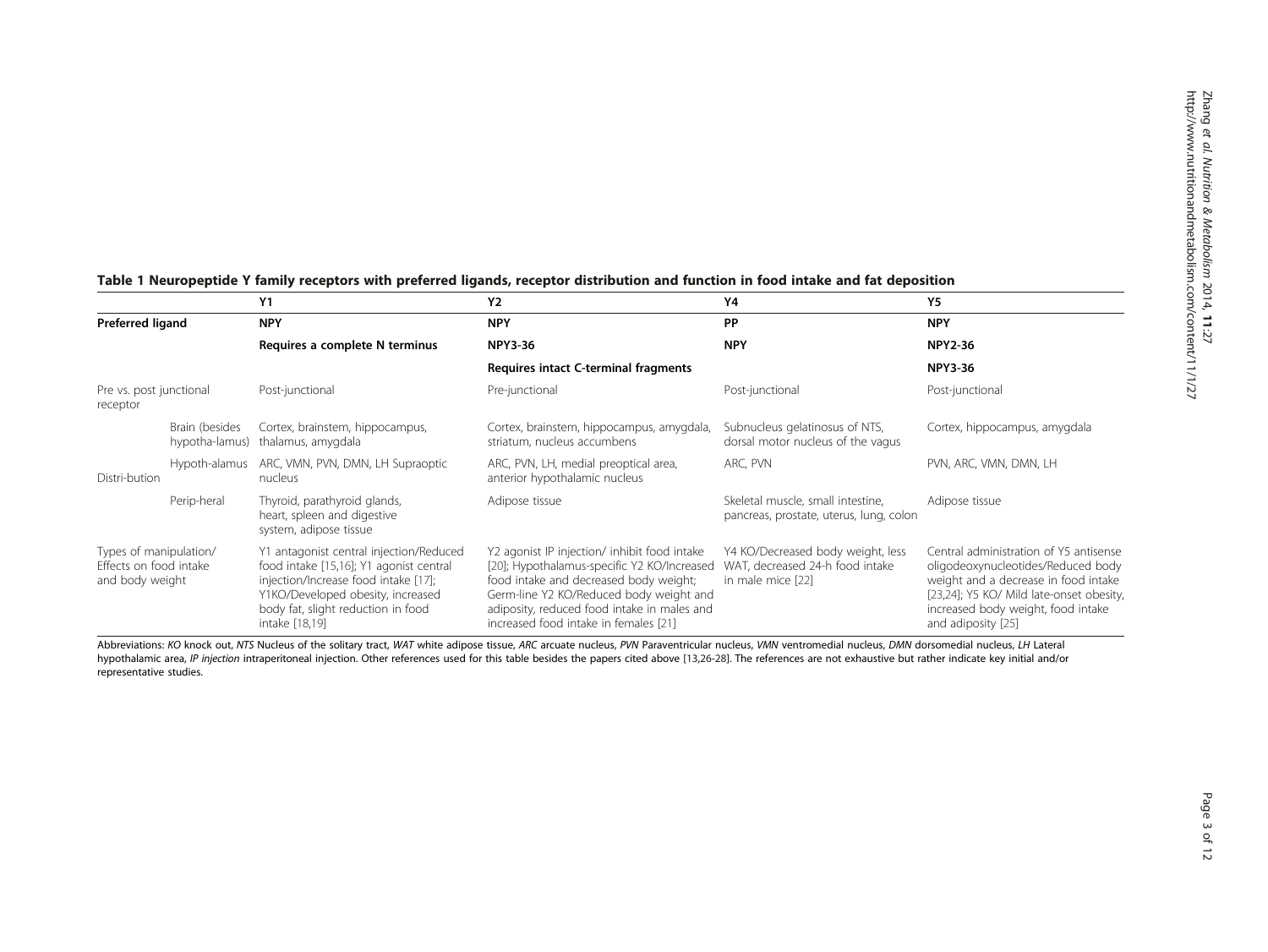**Table 1 Neuropeptide Y family receptors with preferred ligands, receptor distribution and function in food intake and fat deposition**

| | | Y1 | Y2 | Y4 | Y5 |
|---|---|---|---|---|---|
| **Preferred ligand** | | **NPY** | **NPY** | **PP** | **NPY** |
| | | **Requires a complete N terminus** | **NPY3-36** | **NPY** | **NPY2-36** |
| | | | **Requires intact C-terminal fragments** | | **NPY3-36** |
| Pre vs. post junctional receptor | | Post-junctional | Pre-junctional | Post-junctional | Post-junctional |
| Distri-bution | Brain (besides hypotha-lamus) | Cortex, brainstem, hippocampus, thalamus, amygdala | Cortex, brainstem, hippocampus, amygdala, striatum, nucleus accumbens | Subnucleus gelatinosus of NTS, dorsal motor nucleus of the vagus | Cortex, hippocampus, amygdala |
| | Hypoth-alamus | ARC, VMN, PVN, DMN, LH Supraoptic nucleus | ARC, PVN, LH, medial preoptical area, anterior hypothalamic nucleus | ARC, PVN | PVN, ARC, VMN, DMN, LH |
| | Perip-heral | Thyroid, parathyroid glands, heart, spleen and digestive system, adipose tissue | Adipose tissue | Skeletal muscle, small intestine, pancreas, prostate, uterus, lung, colon | Adipose tissue |
| Types of manipulation/ Effects on food intake and body weight | | Y1 antagonist central injection/Reduced food intake [15,16]; Y1 agonist central injection/Increase food intake [17]; Y1KO/Developed obesity, increased body fat, slight reduction in food intake [18,19] | Y2 agonist IP injection/ inhibit food intake [20]; Hypothalamus-specific Y2 KO/Increased food intake and decreased body weight; Germ-line Y2 KO/Reduced body weight and adiposity, reduced food intake in males and increased food intake in females [21] | Y4 KO/Decreased body weight, less WAT, decreased 24-h food intake in male mice [22] | Central administration of Y5 antisense oligodeoxynucleotides/Reduced body weight and a decrease in food intake [23,24]; Y5 KO/ Mild late-onset obesity, increased body weight, food intake and adiposity [25] |

Abbreviations: *KO* knock out, *NTS* Nucleus of the solitary tract, *WAT* white adipose tissue, *ARC* arcuate nucleus, *PVN* Paraventricular nucleus, *VMN* ventromedial nucleus, *DMN* dorsomedial nucleus, *LH* Lateral hypothalamic area, *IP injection* intraperitoneal injection. Other references used for this table besides the papers cited above [13,26-28]. The references are not exhaustive but rather indicate key initial and/or representative studies.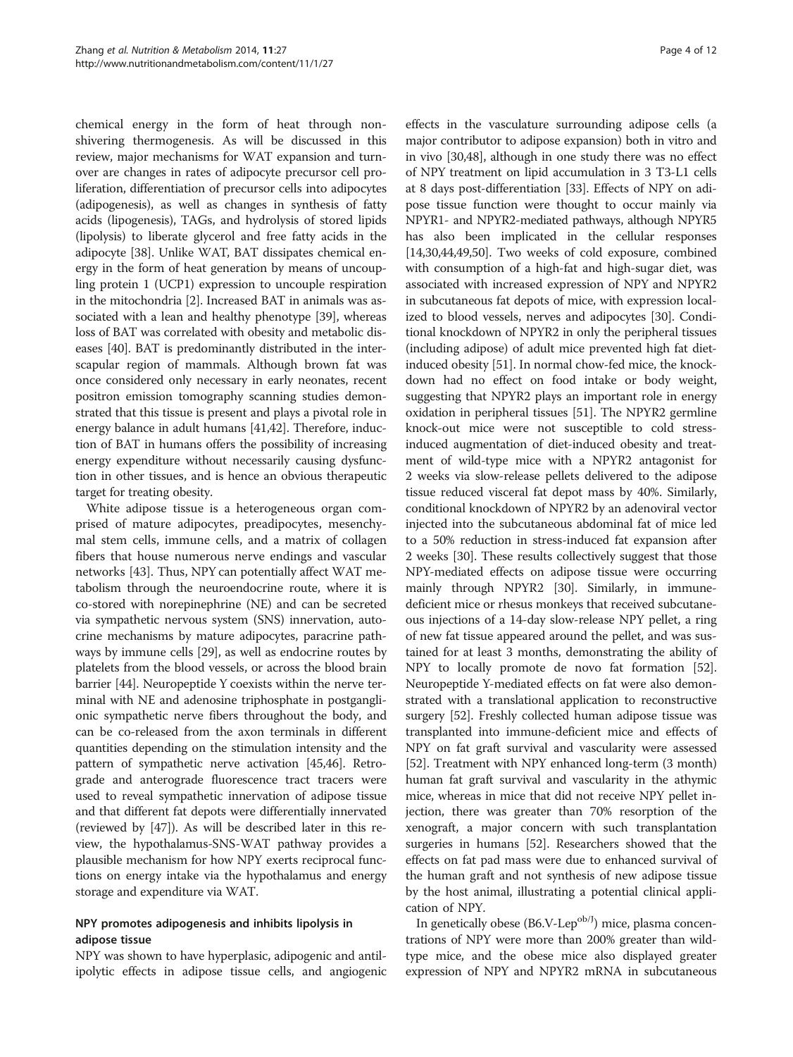chemical energy in the form of heat through non-shivering thermogenesis. As will be discussed in this review, major mechanisms for WAT expansion and turnover are changes in rates of adipocyte precursor cell proliferation, differentiation of precursor cells into adipocytes (adipogenesis), as well as changes in synthesis of fatty acids (lipogenesis), TAGs, and hydrolysis of stored lipids (lipolysis) to liberate glycerol and free fatty acids in the adipocyte [38]. Unlike WAT, BAT dissipates chemical energy in the form of heat generation by means of uncoupling protein 1 (UCP1) expression to uncouple respiration in the mitochondria [2]. Increased BAT in animals was associated with a lean and healthy phenotype [39], whereas loss of BAT was correlated with obesity and metabolic diseases [40]. BAT is predominantly distributed in the interscapular region of mammals. Although brown fat was once considered only necessary in early neonates, recent positron emission tomography scanning studies demonstrated that this tissue is present and plays a pivotal role in energy balance in adult humans [41,42]. Therefore, induction of BAT in humans offers the possibility of increasing energy expenditure without necessarily causing dysfunction in other tissues, and is hence an obvious therapeutic target for treating obesity.

White adipose tissue is a heterogeneous organ comprised of mature adipocytes, preadipocytes, mesenchymal stem cells, immune cells, and a matrix of collagen fibers that house numerous nerve endings and vascular networks [43]. Thus, NPY can potentially affect WAT metabolism through the neuroendocrine route, where it is co-stored with norepinephrine (NE) and can be secreted via sympathetic nervous system (SNS) innervation, autocrine mechanisms by mature adipocytes, paracrine pathways by immune cells [29], as well as endocrine routes by platelets from the blood vessels, or across the blood brain barrier [44]. Neuropeptide Y coexists within the nerve terminal with NE and adenosine triphosphate in postganglionic sympathetic nerve fibers throughout the body, and can be co-released from the axon terminals in different quantities depending on the stimulation intensity and the pattern of sympathetic nerve activation [45,46]. Retrograde and anterograde fluorescence tract tracers were used to reveal sympathetic innervation of adipose tissue and that different fat depots were differentially innervated (reviewed by [47]). As will be described later in this review, the hypothalamus-SNS-WAT pathway provides a plausible mechanism for how NPY exerts reciprocal functions on energy intake via the hypothalamus and energy storage and expenditure via WAT.

### NPY promotes adipogenesis and inhibits lipolysis in adipose tissue

NPY was shown to have hyperplasic, adipogenic and antilipolytic effects in adipose tissue cells, and angiogenic effects in the vasculature surrounding adipose cells (a major contributor to adipose expansion) both in vitro and in vivo [30,48], although in one study there was no effect of NPY treatment on lipid accumulation in 3 T3-L1 cells at 8 days post-differentiation [33]. Effects of NPY on adipose tissue function were thought to occur mainly via NPYR1- and NPYR2-mediated pathways, although NPYR5 has also been implicated in the cellular responses [14,30,44,49,50]. Two weeks of cold exposure, combined with consumption of a high-fat and high-sugar diet, was associated with increased expression of NPY and NPYR2 in subcutaneous fat depots of mice, with expression localized to blood vessels, nerves and adipocytes [30]. Conditional knockdown of NPYR2 in only the peripheral tissues (including adipose) of adult mice prevented high fat diet-induced obesity [51]. In normal chow-fed mice, the knockdown had no effect on food intake or body weight, suggesting that NPYR2 plays an important role in energy oxidation in peripheral tissues [51]. The NPYR2 germline knock-out mice were not susceptible to cold stress-induced augmentation of diet-induced obesity and treatment of wild-type mice with a NPYR2 antagonist for 2 weeks via slow-release pellets delivered to the adipose tissue reduced visceral fat depot mass by 40%. Similarly, conditional knockdown of NPYR2 by an adenoviral vector injected into the subcutaneous abdominal fat of mice led to a 50% reduction in stress-induced fat expansion after 2 weeks [30]. These results collectively suggest that those NPY-mediated effects on adipose tissue were occurring mainly through NPYR2 [30]. Similarly, in immune-deficient mice or rhesus monkeys that received subcutaneous injections of a 14-day slow-release NPY pellet, a ring of new fat tissue appeared around the pellet, and was sustained for at least 3 months, demonstrating the ability of NPY to locally promote de novo fat formation [52]. Neuropeptide Y-mediated effects on fat were also demonstrated with a translational application to reconstructive surgery [52]. Freshly collected human adipose tissue was transplanted into immune-deficient mice and effects of NPY on fat graft survival and vascularity were assessed [52]. Treatment with NPY enhanced long-term (3 month) human fat graft survival and vascularity in the athymic mice, whereas in mice that did not receive NPY pellet injection, there was greater than 70% resorption of the xenograft, a major concern with such transplantation surgeries in humans [52]. Researchers showed that the effects on fat pad mass were due to enhanced survival of the human graft and not synthesis of new adipose tissue by the host animal, illustrating a potential clinical application of NPY.

In genetically obese (B6.V-Lep$^{ob/J}$) mice, plasma concentrations of NPY were more than 200% greater than wild-type mice, and the obese mice also displayed greater expression of NPY and NPYR2 mRNA in subcutaneous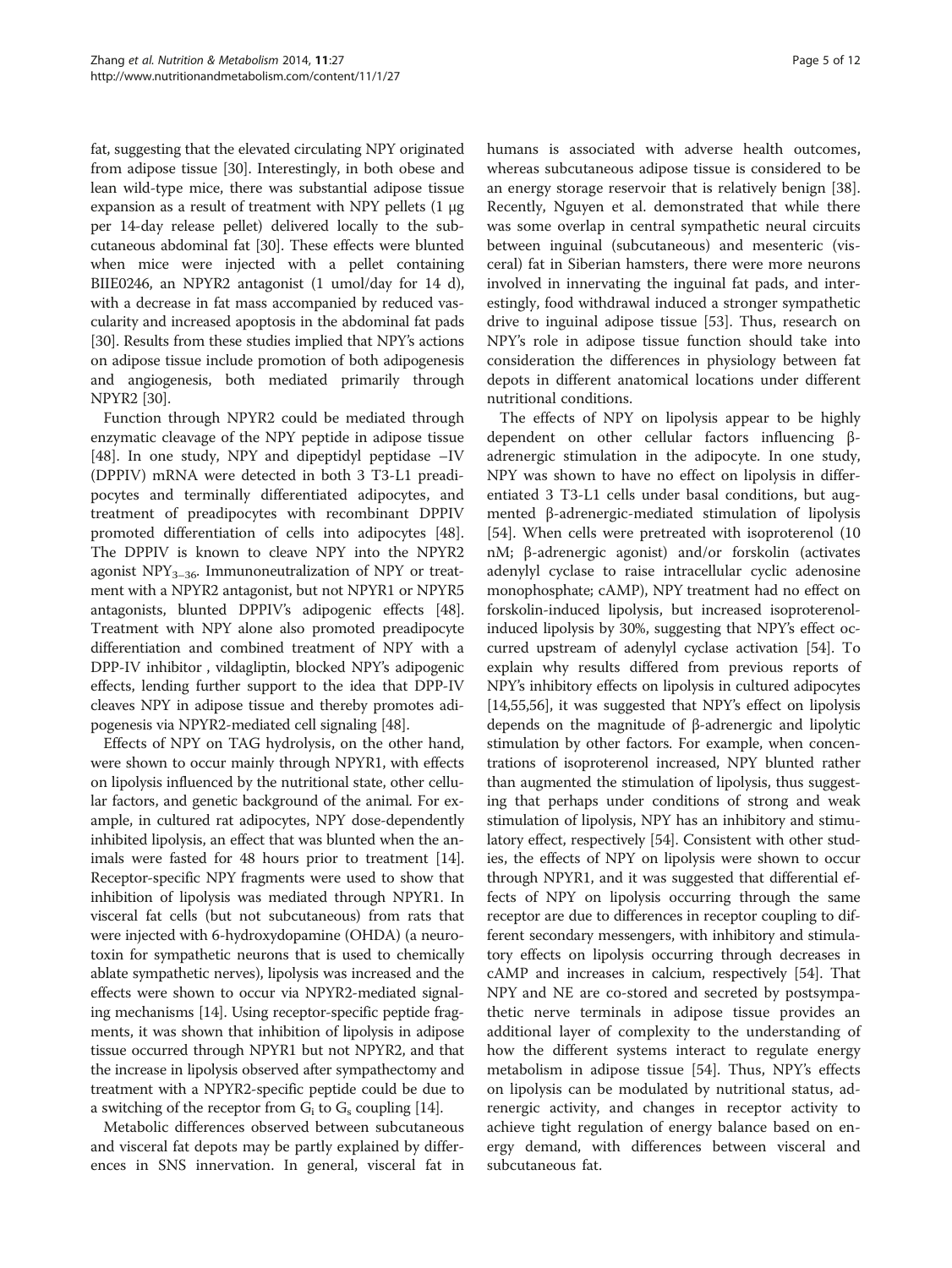fat, suggesting that the elevated circulating NPY originated from adipose tissue [30]. Interestingly, in both obese and lean wild-type mice, there was substantial adipose tissue expansion as a result of treatment with NPY pellets (1 μg per 14-day release pellet) delivered locally to the subcutaneous abdominal fat [30]. These effects were blunted when mice were injected with a pellet containing BIIE0246, an NPYR2 antagonist (1 umol/day for 14 d), with a decrease in fat mass accompanied by reduced vascularity and increased apoptosis in the abdominal fat pads [30]. Results from these studies implied that NPY's actions on adipose tissue include promotion of both adipogenesis and angiogenesis, both mediated primarily through NPYR2 [30].

Function through NPYR2 could be mediated through enzymatic cleavage of the NPY peptide in adipose tissue [48]. In one study, NPY and dipeptidyl peptidase –IV (DPPIV) mRNA were detected in both 3 T3-L1 preadipocytes and terminally differentiated adipocytes, and treatment of preadipocytes with recombinant DPPIV promoted differentiation of cells into adipocytes [48]. The DPPIV is known to cleave NPY into the NPYR2 agonist $NPY_{3-36}$. Immunoneutralization of NPY or treatment with a NPYR2 antagonist, but not NPYR1 or NPYR5 antagonists, blunted DPPIV's adipogenic effects [48]. Treatment with NPY alone also promoted preadipocyte differentiation and combined treatment of NPY with a DPP-IV inhibitor , vildagliptin, blocked NPY's adipogenic effects, lending further support to the idea that DPP-IV cleaves NPY in adipose tissue and thereby promotes adipogenesis via NPYR2-mediated cell signaling [48].

Effects of NPY on TAG hydrolysis, on the other hand, were shown to occur mainly through NPYR1, with effects on lipolysis influenced by the nutritional state, other cellular factors, and genetic background of the animal. For example, in cultured rat adipocytes, NPY dose-dependently inhibited lipolysis, an effect that was blunted when the animals were fasted for 48 hours prior to treatment [14]. Receptor-specific NPY fragments were used to show that inhibition of lipolysis was mediated through NPYR1. In visceral fat cells (but not subcutaneous) from rats that were injected with 6-hydroxydopamine (OHDA) (a neurotoxin for sympathetic neurons that is used to chemically ablate sympathetic nerves), lipolysis was increased and the effects were shown to occur via NPYR2-mediated signaling mechanisms [14]. Using receptor-specific peptide fragments, it was shown that inhibition of lipolysis in adipose tissue occurred through NPYR1 but not NPYR2, and that the increase in lipolysis observed after sympathectomy and treatment with a NPYR2-specific peptide could be due to a switching of the receptor from $G_i$ to $G_s$ coupling [14].

Metabolic differences observed between subcutaneous and visceral fat depots may be partly explained by differences in SNS innervation. In general, visceral fat in humans is associated with adverse health outcomes, whereas subcutaneous adipose tissue is considered to be an energy storage reservoir that is relatively benign [38]. Recently, Nguyen et al. demonstrated that while there was some overlap in central sympathetic neural circuits between inguinal (subcutaneous) and mesenteric (visceral) fat in Siberian hamsters, there were more neurons involved in innervating the inguinal fat pads, and interestingly, food withdrawal induced a stronger sympathetic drive to inguinal adipose tissue [53]. Thus, research on NPY's role in adipose tissue function should take into consideration the differences in physiology between fat depots in different anatomical locations under different nutritional conditions.

The effects of NPY on lipolysis appear to be highly dependent on other cellular factors influencing β-adrenergic stimulation in the adipocyte. In one study, NPY was shown to have no effect on lipolysis in differentiated 3 T3-L1 cells under basal conditions, but augmented β-adrenergic-mediated stimulation of lipolysis [54]. When cells were pretreated with isoproterenol (10 nM; β-adrenergic agonist) and/or forskolin (activates adenylyl cyclase to raise intracellular cyclic adenosine monophosphate; cAMP), NPY treatment had no effect on forskolin-induced lipolysis, but increased isoproterenol-induced lipolysis by 30%, suggesting that NPY's effect occurred upstream of adenylyl cyclase activation [54]. To explain why results differed from previous reports of NPY's inhibitory effects on lipolysis in cultured adipocytes [14,55,56], it was suggested that NPY's effect on lipolysis depends on the magnitude of β-adrenergic and lipolytic stimulation by other factors. For example, when concentrations of isoproterenol increased, NPY blunted rather than augmented the stimulation of lipolysis, thus suggesting that perhaps under conditions of strong and weak stimulation of lipolysis, NPY has an inhibitory and stimulatory effect, respectively [54]. Consistent with other studies, the effects of NPY on lipolysis were shown to occur through NPYR1, and it was suggested that differential effects of NPY on lipolysis occurring through the same receptor are due to differences in receptor coupling to different secondary messengers, with inhibitory and stimulatory effects on lipolysis occurring through decreases in cAMP and increases in calcium, respectively [54]. That NPY and NE are co-stored and secreted by postsympathetic nerve terminals in adipose tissue provides an additional layer of complexity to the understanding of how the different systems interact to regulate energy metabolism in adipose tissue [54]. Thus, NPY's effects on lipolysis can be modulated by nutritional status, adrenergic activity, and changes in receptor activity to achieve tight regulation of energy balance based on energy demand, with differences between visceral and subcutaneous fat.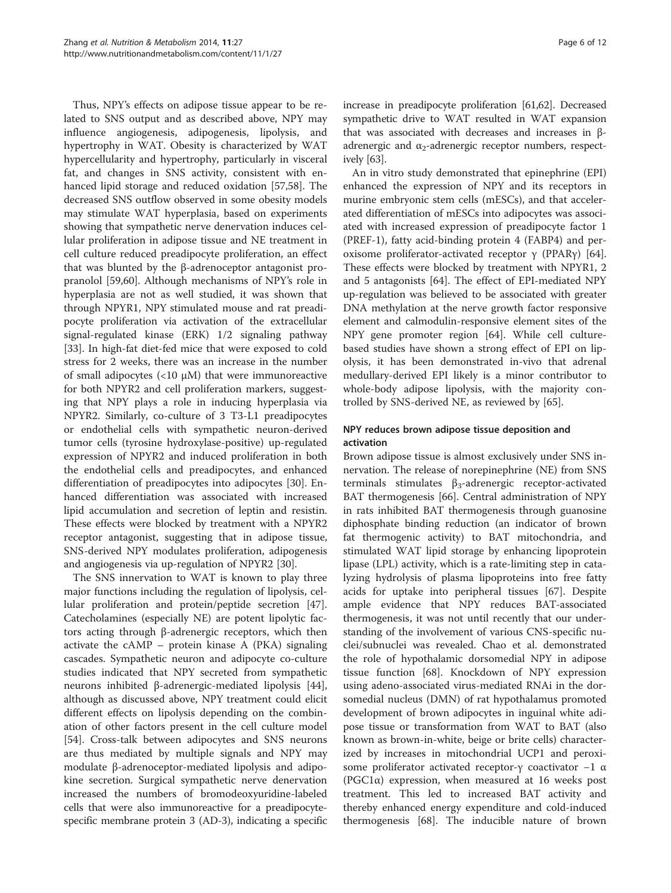Thus, NPY's effects on adipose tissue appear to be related to SNS output and as described above, NPY may influence angiogenesis, adipogenesis, lipolysis, and hypertrophy in WAT. Obesity is characterized by WAT hypercellularity and hypertrophy, particularly in visceral fat, and changes in SNS activity, consistent with enhanced lipid storage and reduced oxidation [57,58]. The decreased SNS outflow observed in some obesity models may stimulate WAT hyperplasia, based on experiments showing that sympathetic nerve denervation induces cellular proliferation in adipose tissue and NE treatment in cell culture reduced preadipocyte proliferation, an effect that was blunted by the β-adrenoceptor antagonist propranolol [59,60]. Although mechanisms of NPY's role in hyperplasia are not as well studied, it was shown that through NPYR1, NPY stimulated mouse and rat preadipocyte proliferation via activation of the extracellular signal-regulated kinase (ERK) 1/2 signaling pathway [33]. In high-fat diet-fed mice that were exposed to cold stress for 2 weeks, there was an increase in the number of small adipocytes (<10 μM) that were immunoreactive for both NPYR2 and cell proliferation markers, suggesting that NPY plays a role in inducing hyperplasia via NPYR2. Similarly, co-culture of 3 T3-L1 preadipocytes or endothelial cells with sympathetic neuron-derived tumor cells (tyrosine hydroxylase-positive) up-regulated expression of NPYR2 and induced proliferation in both the endothelial cells and preadipocytes, and enhanced differentiation of preadipocytes into adipocytes [30]. Enhanced differentiation was associated with increased lipid accumulation and secretion of leptin and resistin. These effects were blocked by treatment with a NPYR2 receptor antagonist, suggesting that in adipose tissue, SNS-derived NPY modulates proliferation, adipogenesis and angiogenesis via up-regulation of NPYR2 [30].

The SNS innervation to WAT is known to play three major functions including the regulation of lipolysis, cellular proliferation and protein/peptide secretion [47]. Catecholamines (especially NE) are potent lipolytic factors acting through β-adrenergic receptors, which then activate the cAMP – protein kinase A (PKA) signaling cascades. Sympathetic neuron and adipocyte co-culture studies indicated that NPY secreted from sympathetic neurons inhibited β-adrenergic-mediated lipolysis [44], although as discussed above, NPY treatment could elicit different effects on lipolysis depending on the combination of other factors present in the cell culture model [54]. Cross-talk between adipocytes and SNS neurons are thus mediated by multiple signals and NPY may modulate β-adrenoceptor-mediated lipolysis and adipokine secretion. Surgical sympathetic nerve denervation increased the numbers of bromodeoxyuridine-labeled cells that were also immunoreactive for a preadipocyte-specific membrane protein 3 (AD-3), indicating a specific increase in preadipocyte proliferation [61,62]. Decreased sympathetic drive to WAT resulted in WAT expansion that was associated with decreases and increases in β-adrenergic and $\alpha_2$-adrenergic receptor numbers, respectively [63].

An in vitro study demonstrated that epinephrine (EPI) enhanced the expression of NPY and its receptors in murine embryonic stem cells (mESCs), and that accelerated differentiation of mESCs into adipocytes was associated with increased expression of preadipocyte factor 1 (PREF-1), fatty acid-binding protein 4 (FABP4) and peroxisome proliferator-activated receptor γ (PPARγ) [64]. These effects were blocked by treatment with NPYR1, 2 and 5 antagonists [64]. The effect of EPI-mediated NPY up-regulation was believed to be associated with greater DNA methylation at the nerve growth factor responsive element and calmodulin-responsive element sites of the NPY gene promoter region [64]. While cell culture-based studies have shown a strong effect of EPI on lipolysis, it has been demonstrated in-vivo that adrenal medullary-derived EPI likely is a minor contributor to whole-body adipose lipolysis, with the majority controlled by SNS-derived NE, as reviewed by [65].

### NPY reduces brown adipose tissue deposition and activation

Brown adipose tissue is almost exclusively under SNS innervation. The release of norepinephrine (NE) from SNS terminals stimulates $\beta_3$-adrenergic receptor-activated BAT thermogenesis [66]. Central administration of NPY in rats inhibited BAT thermogenesis through guanosine diphosphate binding reduction (an indicator of brown fat thermogenic activity) to BAT mitochondria, and stimulated WAT lipid storage by enhancing lipoprotein lipase (LPL) activity, which is a rate-limiting step in catalyzing hydrolysis of plasma lipoproteins into free fatty acids for uptake into peripheral tissues [67]. Despite ample evidence that NPY reduces BAT-associated thermogenesis, it was not until recently that our understanding of the involvement of various CNS-specific nuclei/subnuclei was revealed. Chao et al. demonstrated the role of hypothalamic dorsomedial NPY in adipose tissue function [68]. Knockdown of NPY expression using adeno-associated virus-mediated RNAi in the dorsomedial nucleus (DMN) of rat hypothalamus promoted development of brown adipocytes in inguinal white adipose tissue or transformation from WAT to BAT (also known as brown-in-white, beige or brite cells) characterized by increases in mitochondrial UCP1 and peroxisome proliferator activated receptor-γ coactivator −1 α (PGC1α) expression, when measured at 16 weeks post treatment. This led to increased BAT activity and thereby enhanced energy expenditure and cold-induced thermogenesis [68]. The inducible nature of brown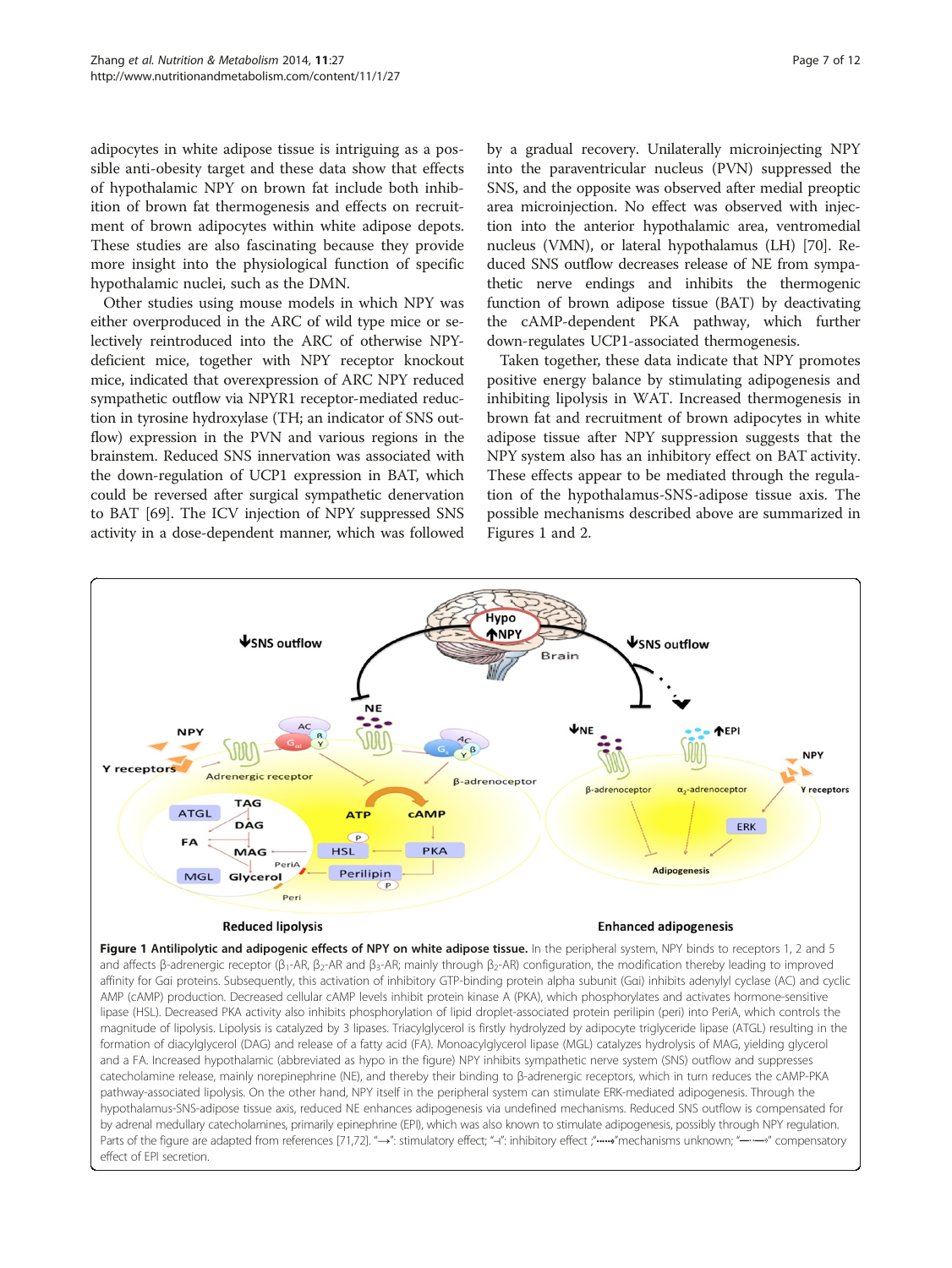adipocytes in white adipose tissue is intriguing as a possible anti-obesity target and these data show that effects of hypothalamic NPY on brown fat include both inhibition of brown fat thermogenesis and effects on recruitment of brown adipocytes within white adipose depots. These studies are also fascinating because they provide more insight into the physiological function of specific hypothalamic nuclei, such as the DMN.

Other studies using mouse models in which NPY was either overproduced in the ARC of wild type mice or selectively reintroduced into the ARC of otherwise NPY-deficient mice, together with NPY receptor knockout mice, indicated that overexpression of ARC NPY reduced sympathetic outflow via NPYR1 receptor-mediated reduction in tyrosine hydroxylase (TH; an indicator of SNS outflow) expression in the PVN and various regions in the brainstem. Reduced SNS innervation was associated with the down-regulation of UCP1 expression in BAT, which could be reversed after surgical sympathetic denervation to BAT [69]. The ICV injection of NPY suppressed SNS activity in a dose-dependent manner, which was followed by a gradual recovery. Unilaterally microinjecting NPY into the paraventricular nucleus (PVN) suppressed the SNS, and the opposite was observed after medial preoptic area microinjection. No effect was observed with injection into the anterior hypothalamic area, ventromedial nucleus (VMN), or lateral hypothalamus (LH) [70]. Reduced SNS outflow decreases release of NE from sympathetic nerve endings and inhibits the thermogenic function of brown adipose tissue (BAT) by deactivating the cAMP-dependent PKA pathway, which further down-regulates UCP1-associated thermogenesis.

Taken together, these data indicate that NPY promotes positive energy balance by stimulating adipogenesis and inhibiting lipolysis in WAT. Increased thermogenesis in brown fat and recruitment of brown adipocytes in white adipose tissue after NPY suppression suggests that the NPY system also has an inhibitory effect on BAT activity. These effects appear to be mediated through the regulation of the hypothalamus-SNS-adipose tissue axis. The possible mechanisms described above are summarized in Figures 1 and 2.

**Figure 1 Antilipolytic and adipogenic effects of NPY on white adipose tissue.** In the peripheral system, NPY binds to receptors 1, 2 and 5 and affects β-adrenergic receptor ($\beta_1$-AR, $\beta_2$-AR and $\beta_3$-AR; mainly through $\beta_2$-AR) configuration, the modification thereby leading to improved affinity for Gαi proteins. Subsequently, this activation of inhibitory GTP-binding protein alpha subunit (Gαi) inhibits adenylyl cyclase (AC) and cyclic AMP (cAMP) production. Decreased cellular cAMP levels inhibit protein kinase A (PKA), which phosphorylates and activates hormone-sensitive lipase (HSL). Decreased PKA activity also inhibits phosphorylation of lipid droplet-associated protein perilipin (peri) into PeriA, which controls the magnitude of lipolysis. Lipolysis is catalyzed by 3 lipases. Triacylglycerol is firstly hydrolyzed by adipocyte triglyceride lipase (ATGL) resulting in the formation of diacylglycerol (DAG) and release of a fatty acid (FA). Monoacylglycerol lipase (MGL) catalyzes hydrolysis of MAG, yielding glycerol and a FA. Increased hypothalamic (abbreviated as hypo in the figure) NPY inhibits sympathetic nerve system (SNS) outflow and suppresses catecholamine release, mainly norepinephrine (NE), and thereby their binding to β-adrenergic receptors, which in turn reduces the cAMP-PKA pathway-associated lipolysis. On the other hand, NPY itself in the peripheral system can stimulate ERK-mediated adipogenesis. Through the hypothalamus-SNS-adipose tissue axis, reduced NE enhances adipogenesis via undefined mechanisms. Reduced SNS outflow is compensated for by adrenal medullary catecholamines, primarily epinephrine (EPI), which was also known to stimulate adipogenesis, possibly through NPY regulation. Parts of the figure are adapted from references [71,72]. "→": stimulatory effect; "⊣": inhibitory effect ;"⋯⋯▸"mechanisms unknown; "—·—▸" compensatory effect of EPI secretion.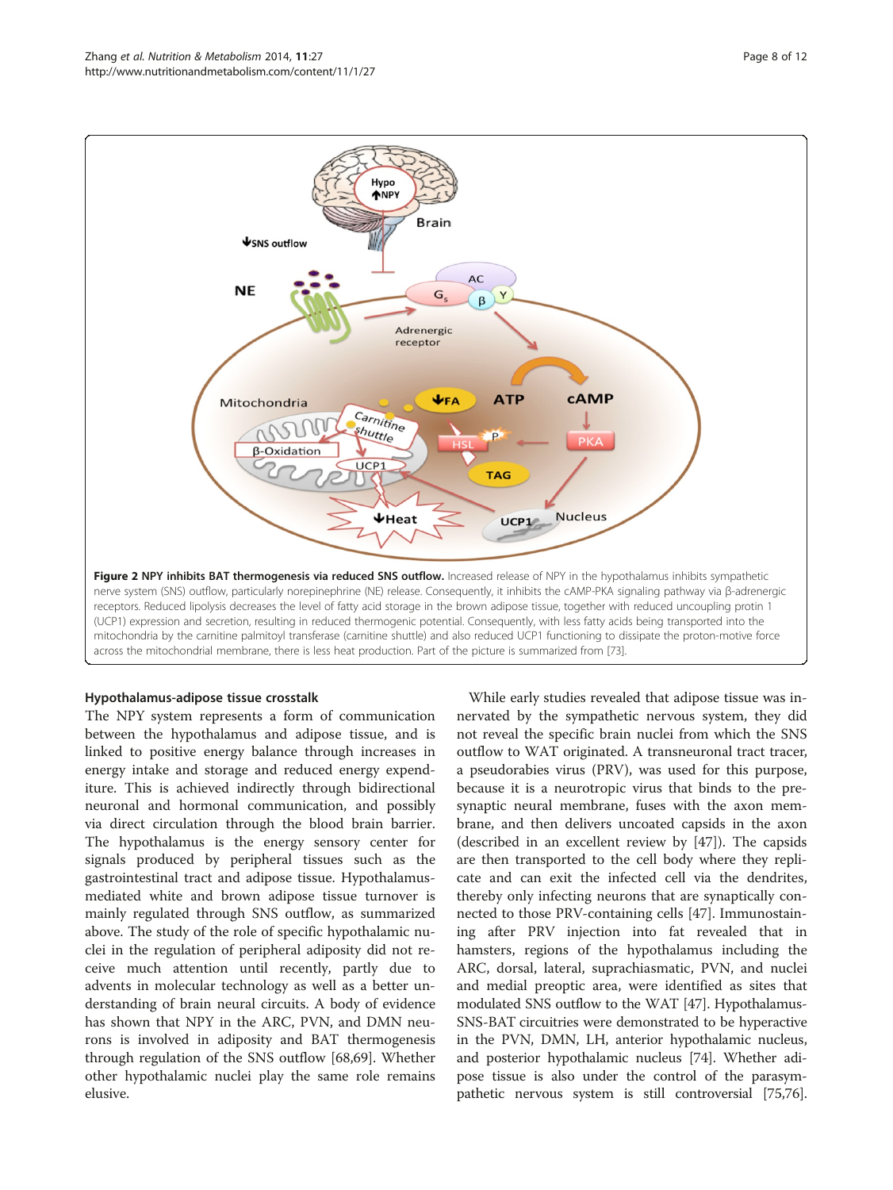**Figure 2 NPY inhibits BAT thermogenesis via reduced SNS outflow.** Increased release of NPY in the hypothalamus inhibits sympathetic nerve system (SNS) outflow, particularly norepinephrine (NE) release. Consequently, it inhibits the cAMP-PKA signaling pathway via β-adrenergic receptors. Reduced lipolysis decreases the level of fatty acid storage in the brown adipose tissue, together with reduced uncoupling protin 1 (UCP1) expression and secretion, resulting in reduced thermogenic potential. Consequently, with less fatty acids being transported into the mitochondria by the carnitine palmitoyl transferase (carnitine shuttle) and also reduced UCP1 functioning to dissipate the proton-motive force across the mitochondrial membrane, there is less heat production. Part of the picture is summarized from [73].

### Hypothalamus-adipose tissue crosstalk

The NPY system represents a form of communication between the hypothalamus and adipose tissue, and is linked to positive energy balance through increases in energy intake and storage and reduced energy expenditure. This is achieved indirectly through bidirectional neuronal and hormonal communication, and possibly via direct circulation through the blood brain barrier. The hypothalamus is the energy sensory center for signals produced by peripheral tissues such as the gastrointestinal tract and adipose tissue. Hypothalamus-mediated white and brown adipose tissue turnover is mainly regulated through SNS outflow, as summarized above. The study of the role of specific hypothalamic nuclei in the regulation of peripheral adiposity did not receive much attention until recently, partly due to advents in molecular technology as well as a better understanding of brain neural circuits. A body of evidence has shown that NPY in the ARC, PVN, and DMN neurons is involved in adiposity and BAT thermogenesis through regulation of the SNS outflow [68,69]. Whether other hypothalamic nuclei play the same role remains elusive.

While early studies revealed that adipose tissue was innervated by the sympathetic nervous system, they did not reveal the specific brain nuclei from which the SNS outflow to WAT originated. A transneuronal tract tracer, a pseudorabies virus (PRV), was used for this purpose, because it is a neurotropic virus that binds to the presynaptic neural membrane, fuses with the axon membrane, and then delivers uncoated capsids in the axon (described in an excellent review by [47]). The capsids are then transported to the cell body where they replicate and can exit the infected cell via the dendrites, thereby only infecting neurons that are synaptically connected to those PRV-containing cells [47]. Immunostaining after PRV injection into fat revealed that in hamsters, regions of the hypothalamus including the ARC, dorsal, lateral, suprachiasmatic, PVN, and nuclei and medial preoptic area, were identified as sites that modulated SNS outflow to the WAT [47]. Hypothalamus-SNS-BAT circuitries were demonstrated to be hyperactive in the PVN, DMN, LH, anterior hypothalamic nucleus, and posterior hypothalamic nucleus [74]. Whether adipose tissue is also under the control of the parasympathetic nervous system is still controversial [75,76].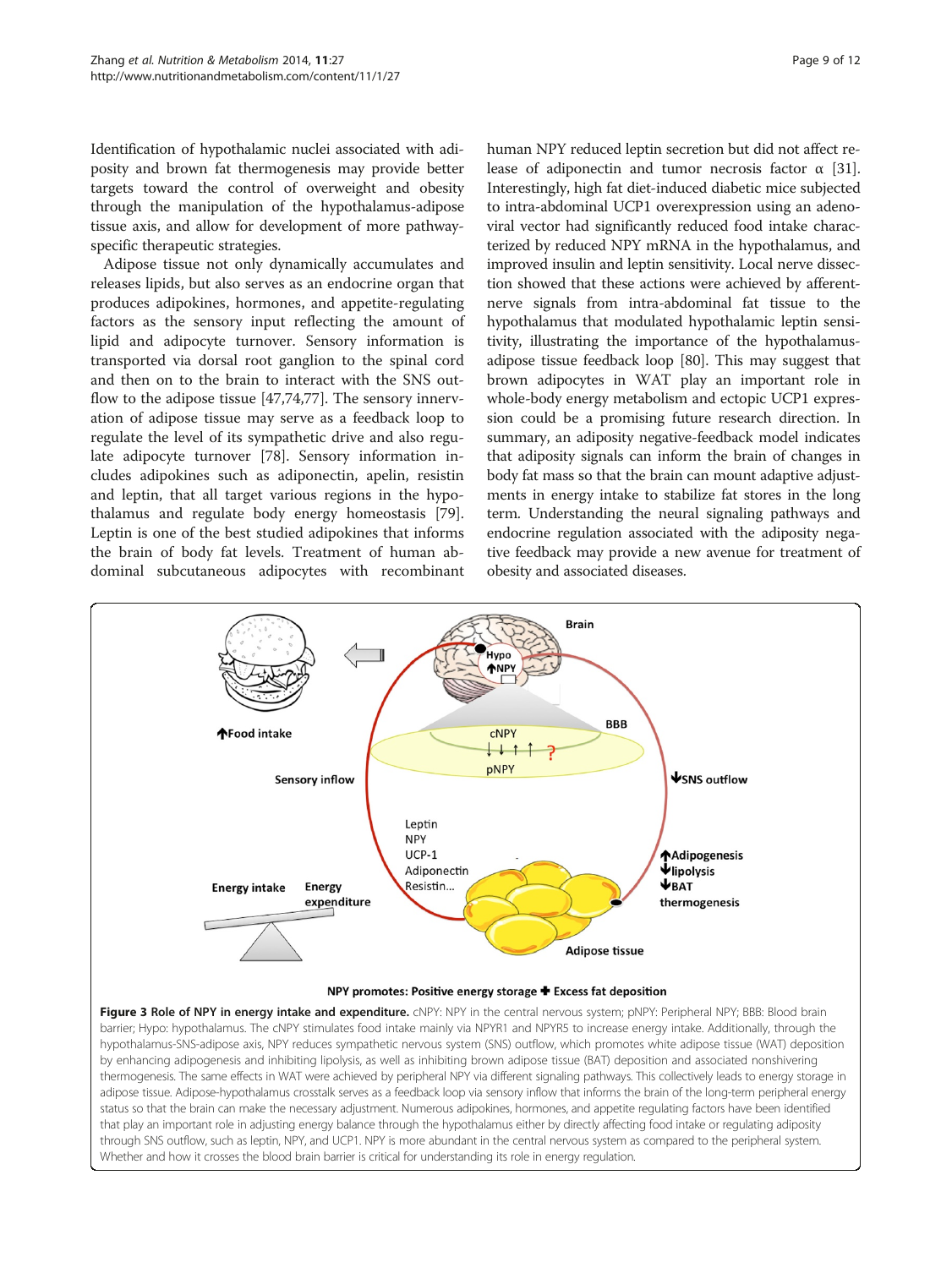Identification of hypothalamic nuclei associated with adiposity and brown fat thermogenesis may provide better targets toward the control of overweight and obesity through the manipulation of the hypothalamus-adipose tissue axis, and allow for development of more pathway-specific therapeutic strategies.

Adipose tissue not only dynamically accumulates and releases lipids, but also serves as an endocrine organ that produces adipokines, hormones, and appetite-regulating factors as the sensory input reflecting the amount of lipid and adipocyte turnover. Sensory information is transported via dorsal root ganglion to the spinal cord and then on to the brain to interact with the SNS outflow to the adipose tissue [47,74,77]. The sensory innervation of adipose tissue may serve as a feedback loop to regulate the level of its sympathetic drive and also regulate adipocyte turnover [78]. Sensory information includes adipokines such as adiponectin, apelin, resistin and leptin, that all target various regions in the hypothalamus and regulate body energy homeostasis [79]. Leptin is one of the best studied adipokines that informs the brain of body fat levels. Treatment of human abdominal subcutaneous adipocytes with recombinant human NPY reduced leptin secretion but did not affect release of adiponectin and tumor necrosis factor α [31]. Interestingly, high fat diet-induced diabetic mice subjected to intra-abdominal UCP1 overexpression using an adenoviral vector had significantly reduced food intake characterized by reduced NPY mRNA in the hypothalamus, and improved insulin and leptin sensitivity. Local nerve dissection showed that these actions were achieved by afferent-nerve signals from intra-abdominal fat tissue to the hypothalamus that modulated hypothalamic leptin sensitivity, illustrating the importance of the hypothalamus-adipose tissue feedback loop [80]. This may suggest that brown adipocytes in WAT play an important role in whole-body energy metabolism and ectopic UCP1 expression could be a promising future research direction. In summary, an adiposity negative-feedback model indicates that adiposity signals can inform the brain of changes in body fat mass so that the brain can mount adaptive adjustments in energy intake to stabilize fat stores in the long term. Understanding the neural signaling pathways and endocrine regulation associated with the adiposity negative feedback may provide a new avenue for treatment of obesity and associated diseases.

**Figure 3 Role of NPY in energy intake and expenditure.** cNPY: NPY in the central nervous system; pNPY: Peripheral NPY; BBB: Blood brain barrier; Hypo: hypothalamus. The cNPY stimulates food intake mainly via NPYR1 and NPYR5 to increase energy intake. Additionally, through the hypothalamus-SNS-adipose axis, NPY reduces sympathetic nervous system (SNS) outflow, which promotes white adipose tissue (WAT) deposition by enhancing adipogenesis and inhibiting lipolysis, as well as inhibiting brown adipose tissue (BAT) deposition and associated nonshivering thermogenesis. The same effects in WAT were achieved by peripheral NPY via different signaling pathways. This collectively leads to energy storage in adipose tissue. Adipose-hypothalamus crosstalk serves as a feedback loop via sensory inflow that informs the brain of the long-term peripheral energy status so that the brain can make the necessary adjustment. Numerous adipokines, hormones, and appetite regulating factors have been identified that play an important role in adjusting energy balance through the hypothalamus either by directly affecting food intake or regulating adiposity through SNS outflow, such as leptin, NPY, and UCP1. NPY is more abundant in the central nervous system as compared to the peripheral system. Whether and how it crosses the blood brain barrier is critical for understanding its role in energy regulation.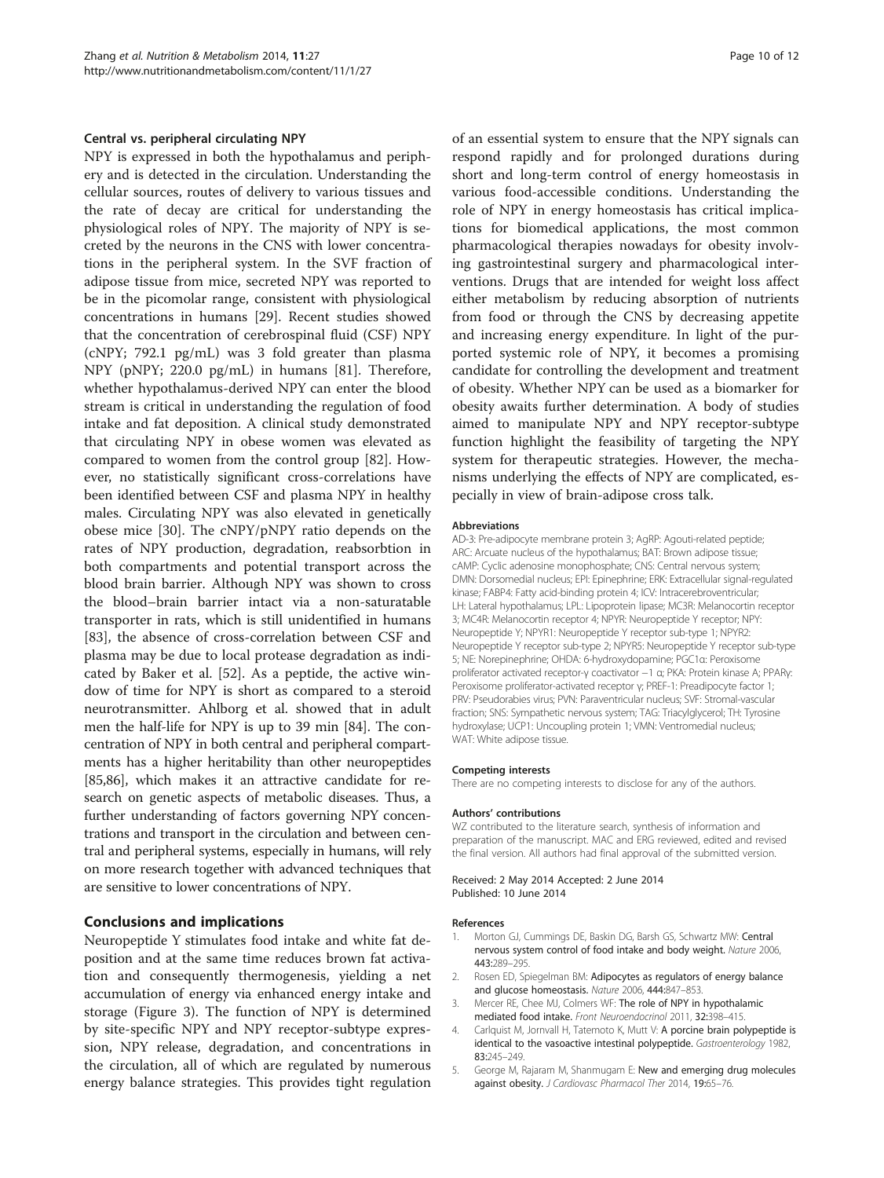### Central vs. peripheral circulating NPY

NPY is expressed in both the hypothalamus and periphery and is detected in the circulation. Understanding the cellular sources, routes of delivery to various tissues and the rate of decay are critical for understanding the physiological roles of NPY. The majority of NPY is secreted by the neurons in the CNS with lower concentrations in the peripheral system. In the SVF fraction of adipose tissue from mice, secreted NPY was reported to be in the picomolar range, consistent with physiological concentrations in humans [29]. Recent studies showed that the concentration of cerebrospinal fluid (CSF) NPY (cNPY; 792.1 pg/mL) was 3 fold greater than plasma NPY (pNPY; 220.0 pg/mL) in humans [81]. Therefore, whether hypothalamus-derived NPY can enter the blood stream is critical in understanding the regulation of food intake and fat deposition. A clinical study demonstrated that circulating NPY in obese women was elevated as compared to women from the control group [82]. However, no statistically significant cross-correlations have been identified between CSF and plasma NPY in healthy males. Circulating NPY was also elevated in genetically obese mice [30]. The cNPY/pNPY ratio depends on the rates of NPY production, degradation, reabsorbtion in both compartments and potential transport across the blood brain barrier. Although NPY was shown to cross the blood–brain barrier intact via a non-saturatable transporter in rats, which is still unidentified in humans [83], the absence of cross-correlation between CSF and plasma may be due to local protease degradation as indicated by Baker et al. [52]. As a peptide, the active window of time for NPY is short as compared to a steroid neurotransmitter. Ahlborg et al. showed that in adult men the half-life for NPY is up to 39 min [84]. The concentration of NPY in both central and peripheral compartments has a higher heritability than other neuropeptides [85,86], which makes it an attractive candidate for research on genetic aspects of metabolic diseases. Thus, a further understanding of factors governing NPY concentrations and transport in the circulation and between central and peripheral systems, especially in humans, will rely on more research together with advanced techniques that are sensitive to lower concentrations of NPY.

## Conclusions and implications

Neuropeptide Y stimulates food intake and white fat deposition and at the same time reduces brown fat activation and consequently thermogenesis, yielding a net accumulation of energy via enhanced energy intake and storage (Figure 3). The function of NPY is determined by site-specific NPY and NPY receptor-subtype expression, NPY release, degradation, and concentrations in the circulation, all of which are regulated by numerous energy balance strategies. This provides tight regulation of an essential system to ensure that the NPY signals can respond rapidly and for prolonged durations during short and long-term control of energy homeostasis in various food-accessible conditions. Understanding the role of NPY in energy homeostasis has critical implications for biomedical applications, the most common pharmacological therapies nowadays for obesity involving gastrointestinal surgery and pharmacological interventions. Drugs that are intended for weight loss affect either metabolism by reducing absorption of nutrients from food or through the CNS by decreasing appetite and increasing energy expenditure. In light of the purported systemic role of NPY, it becomes a promising candidate for controlling the development and treatment of obesity. Whether NPY can be used as a biomarker for obesity awaits further determination. A body of studies aimed to manipulate NPY and NPY receptor-subtype function highlight the feasibility of targeting the NPY system for therapeutic strategies. However, the mechanisms underlying the effects of NPY are complicated, especially in view of brain-adipose cross talk.

#### Abbreviations

AD-3: Pre-adipocyte membrane protein 3; AgRP: Agouti-related peptide; ARC: Arcuate nucleus of the hypothalamus; BAT: Brown adipose tissue; cAMP: Cyclic adenosine monophosphate; CNS: Central nervous system; DMN: Dorsomedial nucleus; EPI: Epinephrine; ERK: Extracellular signal-regulated kinase; FABP4: Fatty acid-binding protein 4; ICV: Intracerebroventricular; LH: Lateral hypothalamus; LPL: Lipoprotein lipase; MC3R: Melanocortin receptor 3; MC4R: Melanocortin receptor 4; NPYR: Neuropeptide Y receptor; NPY: Neuropeptide Y; NPYR1: Neuropeptide Y receptor sub-type 1; NPYR2: Neuropeptide Y receptor sub-type 2; NPYR5: Neuropeptide Y receptor sub-type 5; NE: Norepinephrine; OHDA: 6-hydroxydopamine; PGC1α: Peroxisome proliferator activated receptor-γ coactivator −1 α; PKA: Protein kinase A; PPARγ: Peroxisome proliferator-activated receptor γ; PREF-1: Preadipocyte factor 1; PRV: Pseudorabies virus; PVN: Paraventricular nucleus; SVF: Stromal-vascular fraction; SNS: Sympathetic nervous system; TAG: Triacylglycerol; TH: Tyrosine hydroxylase; UCP1: Uncoupling protein 1; VMN: Ventromedial nucleus; WAT: White adipose tissue.

#### Competing interests

There are no competing interests to disclose for any of the authors.

#### Authors' contributions

WZ contributed to the literature search, synthesis of information and preparation of the manuscript. MAC and ERG reviewed, edited and revised the final version. All authors had final approval of the submitted version.

Received: 2 May 2014 Accepted: 2 June 2014
Published: 10 June 2014

#### References

1. Morton GJ, Cummings DE, Baskin DG, Barsh GS, Schwartz MW: **Central nervous system control of food intake and body weight.** *Nature* 2006, **443:**289–295.
2. Rosen ED, Spiegelman BM: **Adipocytes as regulators of energy balance and glucose homeostasis.** *Nature* 2006, **444:**847–853.
3. Mercer RE, Chee MJ, Colmers WF: **The role of NPY in hypothalamic mediated food intake.** *Front Neuroendocrinol* 2011, **32:**398–415.
4. Carlquist M, Jornvall H, Tatemoto K, Mutt V: **A porcine brain polypeptide is identical to the vasoactive intestinal polypeptide.** *Gastroenterology* 1982, **83:**245–249.
5. George M, Rajaram M, Shanmugam E: **New and emerging drug molecules against obesity.** *J Cardiovasc Pharmacol Ther* 2014, **19:**65–76.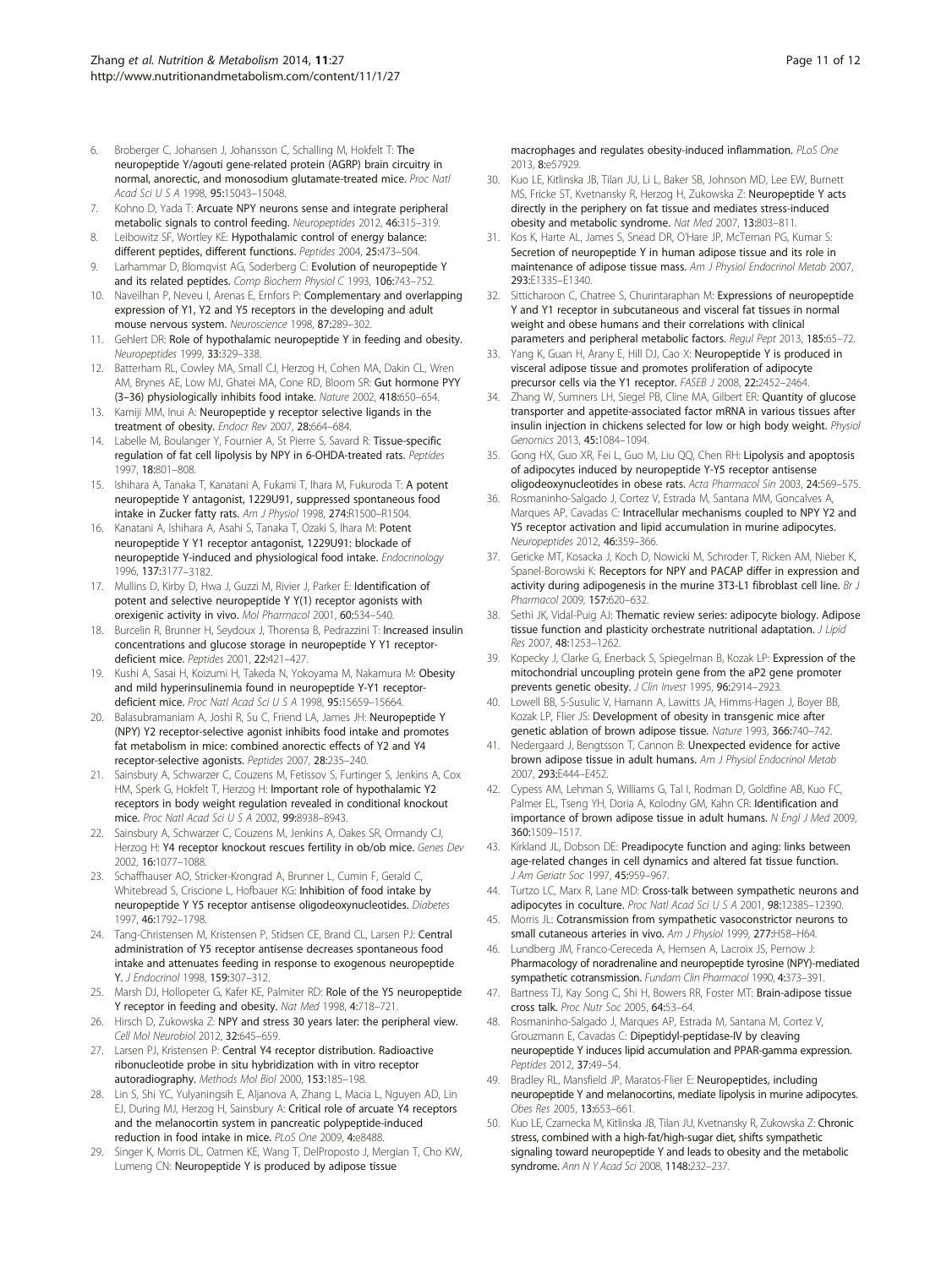6. Broberger C, Johansen J, Johansson C, Schalling M, Hokfelt T: **The neuropeptide Y/agouti gene-related protein (AGRP) brain circuitry in normal, anorectic, and monosodium glutamate-treated mice.** *Proc Natl Acad Sci U S A* 1998, **95:**15043–15048.
7. Kohno D, Yada T: **Arcuate NPY neurons sense and integrate peripheral metabolic signals to control feeding.** *Neuropeptides* 2012, **46:**315–319.
8. Leibowitz SF, Wortley KE: **Hypothalamic control of energy balance: different peptides, different functions.** *Peptides* 2004, **25:**473–504.
9. Larhammar D, Blomqvist AG, Soderberg C: **Evolution of neuropeptide Y and its related peptides.** *Comp Biochem Physiol C* 1993, **106:**743–752.
10. Naveilhan P, Neveu I, Arenas E, Ernfors P: **Complementary and overlapping expression of Y1, Y2 and Y5 receptors in the developing and adult mouse nervous system.** *Neuroscience* 1998, **87:**289–302.
11. Gehlert DR: **Role of hypothalamic neuropeptide Y in feeding and obesity.** *Neuropeptides* 1999, **33:**329–338.
12. Batterham RL, Cowley MA, Small CJ, Herzog H, Cohen MA, Dakin CL, Wren AM, Brynes AE, Low MJ, Ghatei MA, Cone RD, Bloom SR: **Gut hormone PYY (3–36) physiologically inhibits food intake.** *Nature* 2002, **418:**650–654.
13. Kamiji MM, Inui A: **Neuropeptide y receptor selective ligands in the treatment of obesity.** *Endocr Rev* 2007, **28:**664–684.
14. Labelle M, Boulanger Y, Fournier A, St Pierre S, Savard R: **Tissue-specific regulation of fat cell lipolysis by NPY in 6-OHDA-treated rats.** *Peptides* 1997, **18:**801–808.
15. Ishihara A, Tanaka T, Kanatani A, Fukami T, Ihara M, Fukuroda T: **A potent neuropeptide Y antagonist, 1229U91, suppressed spontaneous food intake in Zucker fatty rats.** *Am J Physiol* 1998, **274:**R1500–R1504.
16. Kanatani A, Ishihara A, Asahi S, Tanaka T, Ozaki S, Ihara M: **Potent neuropeptide Y Y1 receptor antagonist, 1229U91: blockade of neuropeptide Y-induced and physiological food intake.** *Endocrinology* 1996, **137:**3177–3182.
17. Mullins D, Kirby D, Hwa J, Guzzi M, Rivier J, Parker E: **Identification of potent and selective neuropeptide Y Y(1) receptor agonists with orexigenic activity in vivo.** *Mol Pharmacol* 2001, **60:**534–540.
18. Burcelin R, Brunner H, Seydoux J, Thorensa B, Pedrazzini T: **Increased insulin concentrations and glucose storage in neuropeptide Y Y1 receptor-deficient mice.** *Peptides* 2001, **22:**421–427.
19. Kushi A, Sasai H, Koizumi H, Takeda N, Yokoyama M, Nakamura M: **Obesity and mild hyperinsulinemia found in neuropeptide Y-Y1 receptor-deficient mice.** *Proc Natl Acad Sci U S A* 1998, **95:**15659–15664.
20. Balasubramaniam A, Joshi R, Su C, Friend LA, James JH: **Neuropeptide Y (NPY) Y2 receptor-selective agonist inhibits food intake and promotes fat metabolism in mice: combined anorectic effects of Y2 and Y4 receptor-selective agonists.** *Peptides* 2007, **28:**235–240.
21. Sainsbury A, Schwarzer C, Couzens M, Fetissov S, Furtinger S, Jenkins A, Cox HM, Sperk G, Hokfelt T, Herzog H: **Important role of hypothalamic Y2 receptors in body weight regulation revealed in conditional knockout mice.** *Proc Natl Acad Sci U S A* 2002, **99:**8938–8943.
22. Sainsbury A, Schwarzer C, Couzens M, Jenkins A, Oakes SR, Ormandy CJ, Herzog H: **Y4 receptor knockout rescues fertility in ob/ob mice.** *Genes Dev* 2002, **16:**1077–1088.
23. Schaffhauser AO, Stricker-Krongrad A, Brunner L, Cumin F, Gerald C, Whitebread S, Criscione L, Hofbauer KG: **Inhibition of food intake by neuropeptide Y Y5 receptor antisense oligodeoxynucleotides.** *Diabetes* 1997, **46:**1792–1798.
24. Tang-Christensen M, Kristensen P, Stidsen CE, Brand CL, Larsen PJ: **Central administration of Y5 receptor antisense decreases spontaneous food intake and attenuates feeding in response to exogenous neuropeptide Y.** *J Endocrinol* 1998, **159:**307–312.
25. Marsh DJ, Hollopeter G, Kafer KE, Palmiter RD: **Role of the Y5 neuropeptide Y receptor in feeding and obesity.** *Nat Med* 1998, **4:**718–721.
26. Hirsch D, Zukowska Z: **NPY and stress 30 years later: the peripheral view.** *Cell Mol Neurobiol* 2012, **32:**645–659.
27. Larsen PJ, Kristensen P: **Central Y4 receptor distribution. Radioactive ribonucleotide probe in situ hybridization with in vitro receptor autoradiography.** *Methods Mol Biol* 2000, **153:**185–198.
28. Lin S, Shi YC, Yulyaningsih E, Aljanova A, Zhang L, Macia L, Nguyen AD, Lin EJ, During MJ, Herzog H, Sainsbury A: **Critical role of arcuate Y4 receptors and the melanocortin system in pancreatic polypeptide-induced reduction in food intake in mice.** *PLoS One* 2009, **4:**e8488.
29. Singer K, Morris DL, Oatmen KE, Wang T, DelProposto J, Mergian T, Cho KW, Lumeng CN: **Neuropeptide Y is produced by adipose tissue macrophages and regulates obesity-induced inflammation.** *PLoS One* 2013, **8:**e57929.
30. Kuo LE, Kitlinska JB, Tilan JU, Li L, Baker SB, Johnson MD, Lee EW, Burnett MS, Fricke ST, Kvetnansky R, Herzog H, Zukowska Z: **Neuropeptide Y acts directly in the periphery on fat tissue and mediates stress-induced obesity and metabolic syndrome.** *Nat Med* 2007, **13:**803–811.
31. Kos K, Harte AL, James S, Snead DR, O'Hare JP, McTernan PG, Kumar S: **Secretion of neuropeptide Y in human adipose tissue and its role in maintenance of adipose tissue mass.** *Am J Physiol Endocrinol Metab* 2007, **293:**E1335–E1340.
32. Sitticharoon C, Chatree S, Churintaraphan M: **Expressions of neuropeptide Y and Y1 receptor in subcutaneous and visceral fat tissues in normal weight and obese humans and their correlations with clinical parameters and peripheral metabolic factors.** *Regul Pept* 2013, **185:**65–72.
33. Yang K, Guan H, Arany E, Hill DJ, Cao X: **Neuropeptide Y is produced in visceral adipose tissue and promotes proliferation of adipocyte precursor cells via the Y1 receptor.** *FASEB J* 2008, **22:**2452–2464.
34. Zhang W, Sumners LH, Siegel PB, Cline MA, Gilbert ER: **Quantity of glucose transporter and appetite-associated factor mRNA in various tissues after insulin injection in chickens selected for low or high body weight.** *Physiol Genomics* 2013, **45:**1084–1094.
35. Gong HX, Guo XR, Fei L, Guo M, Liu QQ, Chen RH: **Lipolysis and apoptosis of adipocytes induced by neuropeptide Y-Y5 receptor antisense oligodeoxynucleotides in obese rats.** *Acta Pharmacol Sin* 2003, **24:**569–575.
36. Rosmaninho-Salgado J, Cortez V, Estrada M, Santana MM, Goncalves A, Marques AP, Cavadas C: **Intracellular mechanisms coupled to NPY Y2 and Y5 receptor activation and lipid accumulation in murine adipocytes.** *Neuropeptides* 2012, **46:**359–366.
37. Gericke MT, Kosacka J, Koch D, Nowicki M, Schroder T, Ricken AM, Nieber K, Spanel-Borowski K: **Receptors for NPY and PACAP differ in expression and activity during adipogenesis in the murine 3T3-L1 fibroblast cell line.** *Br J Pharmacol* 2009, **157:**620–632.
38. Sethi JK, Vidal-Puig AJ: **Thematic review series: adipocyte biology. Adipose tissue function and plasticity orchestrate nutritional adaptation.** *J Lipid Res* 2007, **48:**1253–1262.
39. Kopecky J, Clarke G, Enerback S, Spiegelman B, Kozak LP: **Expression of the mitochondrial uncoupling protein gene from the aP2 gene promoter prevents genetic obesity.** *J Clin Invest* 1995, **96:**2914–2923.
40. Lowell BB, S-Susulic V, Hamann A, Lawitts JA, Himms-Hagen J, Boyer BB, Kozak LP, Flier JS: **Development of obesity in transgenic mice after genetic ablation of brown adipose tissue.** *Nature* 1993, **366:**740–742.
41. Nedergaard J, Bengtsson T, Cannon B: **Unexpected evidence for active brown adipose tissue in adult humans.** *Am J Physiol Endocrinol Metab* 2007, **293:**E444–E452.
42. Cypess AM, Lehman S, Williams G, Tal I, Rodman D, Goldfine AB, Kuo FC, Palmer EL, Tseng YH, Doria A, Kolodny GM, Kahn CR: **Identification and importance of brown adipose tissue in adult humans.** *N Engl J Med* 2009, **360:**1509–1517.
43. Kirkland JL, Dobson DE: **Preadipocyte function and aging: links between age-related changes in cell dynamics and altered fat tissue function.** *J Am Geriatr Soc* 1997, **45:**959–967.
44. Turtzo LC, Marx R, Lane MD: **Cross-talk between sympathetic neurons and adipocytes in coculture.** *Proc Natl Acad Sci U S A* 2001, **98:**12385–12390.
45. Morris JL: **Cotransmission from sympathetic vasoconstrictor neurons to small cutaneous arteries in vivo.** *Am J Physiol* 1999, **277:**H58–H64.
46. Lundberg JM, Franco-Cereceda A, Hemsen A, Lacroix JS, Pernow J: **Pharmacology of noradrenaline and neuropeptide tyrosine (NPY)-mediated sympathetic cotransmission.** *Fundam Clin Pharmacol* 1990, **4:**373–391.
47. Bartness TJ, Kay Song C, Shi H, Bowers RR, Foster MT: **Brain-adipose tissue cross talk.** *Proc Nutr Soc* 2005, **64:**53–64.
48. Rosmaninho-Salgado J, Marques AP, Estrada M, Santana M, Cortez V, Grouzmann E, Cavadas C: **Dipeptidyl-peptidase-IV by cleaving neuropeptide Y induces lipid accumulation and PPAR-gamma expression.** *Peptides* 2012, **37:**49–54.
49. Bradley RL, Mansfield JP, Maratos-Flier E: **Neuropeptides, including neuropeptide Y and melanocortins, mediate lipolysis in murine adipocytes.** *Obes Res* 2005, **13:**653–661.
50. Kuo LE, Czarnecka M, Kitlinska JB, Tilan JU, Kvetnansky R, Zukowska Z: **Chronic stress, combined with a high-fat/high-sugar diet, shifts sympathetic signaling toward neuropeptide Y and leads to obesity and the metabolic syndrome.** *Ann N Y Acad Sci* 2008, **1148:**232–237.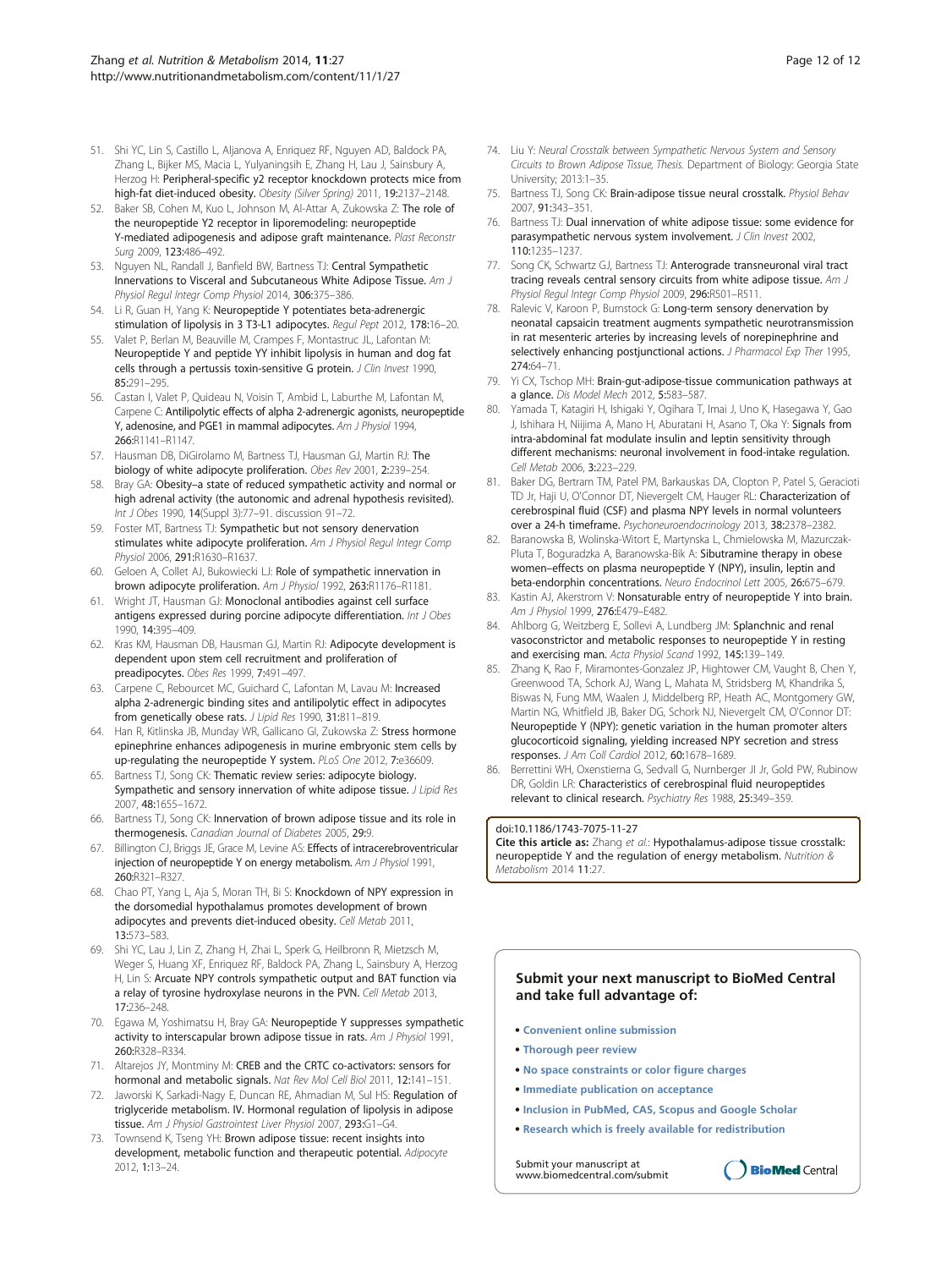51. Shi YC, Lin S, Castillo L, Aljanova A, Enriquez RF, Nguyen AD, Baldock PA, Zhang L, Bijker MS, Macia L, Yulyaningsih E, Zhang H, Lau J, Sainsbury A, Herzog H: **Peripheral-specific y2 receptor knockdown protects mice from high-fat diet-induced obesity.** *Obesity (Silver Spring)* 2011, **19:**2137–2148.
52. Baker SB, Cohen M, Kuo L, Johnson M, Al-Attar A, Zukowska Z: **The role of the neuropeptide Y2 receptor in liporemodeling: neuropeptide Y-mediated adipogenesis and adipose graft maintenance.** *Plast Reconstr Surg* 2009, **123:**486–492.
53. Nguyen NL, Randall J, Banfield BW, Bartness TJ: **Central Sympathetic Innervations to Visceral and Subcutaneous White Adipose Tissue.** *Am J Physiol Regul Integr Comp Physiol* 2014, **306:**375–386.
54. Li R, Guan H, Yang K: **Neuropeptide Y potentiates beta-adrenergic stimulation of lipolysis in 3 T3-L1 adipocytes.** *Regul Pept* 2012, **178:**16–20.
55. Valet P, Berlan M, Beauville M, Crampes F, Montastruc JL, Lafontan M: **Neuropeptide Y and peptide YY inhibit lipolysis in human and dog fat cells through a pertussis toxin-sensitive G protein.** *J Clin Invest* 1990, **85:**291–295.
56. Castan I, Valet P, Quideau N, Voisin T, Ambid L, Laburthe M, Lafontan M, Carpene C: **Antilipolytic effects of alpha 2-adrenergic agonists, neuropeptide Y, adenosine, and PGE1 in mammal adipocytes.** *Am J Physiol* 1994, **266:**R1141–R1147.
57. Hausman DB, DiGirolamo M, Bartness TJ, Hausman GJ, Martin RJ: **The biology of white adipocyte proliferation.** *Obes Rev* 2001, **2:**239–254.
58. Bray GA: **Obesity–a state of reduced sympathetic activity and normal or high adrenal activity (the autonomic and adrenal hypothesis revisited).** *Int J Obes* 1990, **14**(Suppl 3):77–91. discussion 91–72.
59. Foster MT, Bartness TJ: **Sympathetic but not sensory denervation stimulates white adipocyte proliferation.** *Am J Physiol Regul Integr Comp Physiol* 2006, **291:**R1630–R1637.
60. Geloen A, Collet AJ, Bukowiecki LJ: **Role of sympathetic innervation in brown adipocyte proliferation.** *Am J Physiol* 1992, **263:**R1176–R1181.
61. Wright JT, Hausman GJ: **Monoclonal antibodies against cell surface antigens expressed during porcine adipocyte differentiation.** *Int J Obes* 1990, **14:**395–409.
62. Kras KM, Hausman DB, Hausman GJ, Martin RJ: **Adipocyte development is dependent upon stem cell recruitment and proliferation of preadipocytes.** *Obes Res* 1999, **7:**491–497.
63. Carpene C, Rebourcet MC, Guichard C, Lafontan M, Lavau M: **Increased alpha 2-adrenergic binding sites and antilipolytic effect in adipocytes from genetically obese rats.** *J Lipid Res* 1990, **31:**811–819.
64. Han R, Kitlinska JB, Munday WR, Gallicano GI, Zukowska Z: **Stress hormone epinephrine enhances adipogenesis in murine embryonic stem cells by up-regulating the neuropeptide Y system.** *PLoS One* 2012, **7:**e36609.
65. Bartness TJ, Song CK: **Thematic review series: adipocyte biology. Sympathetic and sensory innervation of white adipose tissue.** *J Lipid Res* 2007, **48:**1655–1672.
66. Bartness TJ, Song CK: **Innervation of brown adipose tissue and its role in thermogenesis.** *Canadian Journal of Diabetes* 2005, **29:**9.
67. Billington CJ, Briggs JE, Grace M, Levine AS: **Effects of intracerebroventricular injection of neuropeptide Y on energy metabolism.** *Am J Physiol* 1991, **260:**R321–R327.
68. Chao PT, Yang L, Aja S, Moran TH, Bi S: **Knockdown of NPY expression in the dorsomedial hypothalamus promotes development of brown adipocytes and prevents diet-induced obesity.** *Cell Metab* 2011, **13:**573–583.
69. Shi YC, Lau J, Lin Z, Zhang H, Zhai L, Sperk G, Heilbronn R, Mietzsch M, Weger S, Huang XF, Enriquez RF, Baldock PA, Zhang L, Sainsbury A, Herzog H, Lin S: **Arcuate NPY controls sympathetic output and BAT function via a relay of tyrosine hydroxylase neurons in the PVN.** *Cell Metab* 2013, **17:**236–248.
70. Egawa M, Yoshimatsu H, Bray GA: **Neuropeptide Y suppresses sympathetic activity to interscapular brown adipose tissue in rats.** *Am J Physiol* 1991, **260:**R328–R334.
71. Altarejos JY, Montminy M: **CREB and the CRTC co-activators: sensors for hormonal and metabolic signals.** *Nat Rev Mol Cell Biol* 2011, **12:**141–151.
72. Jaworski K, Sarkadi-Nagy E, Duncan RE, Ahmadian M, Sul HS: **Regulation of triglyceride metabolism. IV. Hormonal regulation of lipolysis in adipose tissue.** *Am J Physiol Gastrointest Liver Physiol* 2007, **293:**G1–G4.
73. Townsend K, Tseng YH: **Brown adipose tissue: recent insights into development, metabolic function and therapeutic potential.** *Adipocyte* 2012, **1:**13–24.
74. Liu Y: *Neural Crosstalk between Sympathetic Nervous System and Sensory Circuits to Brown Adipose Tissue, Thesis.* Department of Biology: Georgia State University; 2013:1–35.
75. Bartness TJ, Song CK: **Brain-adipose tissue neural crosstalk.** *Physiol Behav* 2007, **91:**343–351.
76. Bartness TJ: **Dual innervation of white adipose tissue: some evidence for parasympathetic nervous system involvement.** *J Clin Invest* 2002, **110:**1235–1237.
77. Song CK, Schwartz GJ, Bartness TJ: **Anterograde transneuronal viral tract tracing reveals central sensory circuits from white adipose tissue.** *Am J Physiol Regul Integr Comp Physiol* 2009, **296:**R501–R511.
78. Ralevic V, Karoon P, Burnstock G: **Long-term sensory denervation by neonatal capsaicin treatment augments sympathetic neurotransmission in rat mesenteric arteries by increasing levels of norepinephrine and selectively enhancing postjunctional actions.** *J Pharmacol Exp Ther* 1995, **274:**64–71.
79. Yi CX, Tschop MH: **Brain-gut-adipose-tissue communication pathways at a glance.** *Dis Model Mech* 2012, **5:**583–587.
80. Yamada T, Katagiri H, Ishigaki Y, Ogihara T, Imai J, Uno K, Hasegawa Y, Gao J, Ishihara H, Niijima A, Mano H, Aburatani H, Asano T, Oka Y: **Signals from intra-abdominal fat modulate insulin and leptin sensitivity through different mechanisms: neuronal involvement in food-intake regulation.** *Cell Metab* 2006, **3:**223–229.
81. Baker DG, Bertram TM, Patel PM, Barkauskas DA, Clopton P, Patel S, Geracioti TD Jr, Haji U, O'Connor DT, Nievergelt CM, Hauger RL: **Characterization of cerebrospinal fluid (CSF) and plasma NPY levels in normal volunteers over a 24-h timeframe.** *Psychoneuroendocrinology* 2013, **38:**2378–2382.
82. Baranowska B, Wolinska-Witort E, Martynska L, Chmielowska M, Mazurczak-Pluta T, Boguradzka A, Baranowska-Bik A: **Sibutramine therapy in obese women–effects on plasma neuropeptide Y (NPY), insulin, leptin and beta-endorphin concentrations.** *Neuro Endocrinol Lett* 2005, **26:**675–679.
83. Kastin AJ, Akerstrom V: **Nonsaturable entry of neuropeptide Y into brain.** *Am J Physiol* 1999, **276:**E479–E482.
84. Ahlborg G, Weitzberg E, Sollevi A, Lundberg JM: **Splanchnic and renal vasoconstrictor and metabolic responses to neuropeptide Y in resting and exercising man.** *Acta Physiol Scand* 1992, **145:**139–149.
85. Zhang K, Rao F, Miramontes-Gonzalez JP, Hightower CM, Vaught B, Chen Y, Greenwood TA, Schork AJ, Wang L, Mahata M, Stridsberg M, Khandrika S, Biswas N, Fung MM, Waalen J, Middelberg RP, Heath AC, Montgomery GW, Martin NG, Whitfield JB, Baker DG, Schork NJ, Nievergelt CM, O'Connor DT: **Neuropeptide Y (NPY): genetic variation in the human promoter alters glucocorticoid signaling, yielding increased NPY secretion and stress responses.** *J Am Coll Cardiol* 2012, **60:**1678–1689.
86. Berrettini WH, Oxenstierna G, Sedvall G, Nurnberger JI Jr, Gold PW, Rubinow DR, Goldin LR: **Characteristics of cerebrospinal fluid neuropeptides relevant to clinical research.** *Psychiatry Res* 1988, **25:**349–359.

doi:10.1186/1743-7075-11-27

**Cite this article as:** Zhang *et al.*: Hypothalamus-adipose tissue crosstalk: neuropeptide Y and the regulation of energy metabolism. *Nutrition & Metabolism* 2014 **11**:27.

**Submit your next manuscript to BioMed Central and take full advantage of:**

- **Convenient online submission**
- **Thorough peer review**
- **No space constraints or color figure charges**
- **Immediate publication on acceptance**
- **Inclusion in PubMed, CAS, Scopus and Google Scholar**
- **Research which is freely available for redistribution**

Submit your manuscript at www.biomedcentral.com/submit

BioMed Central